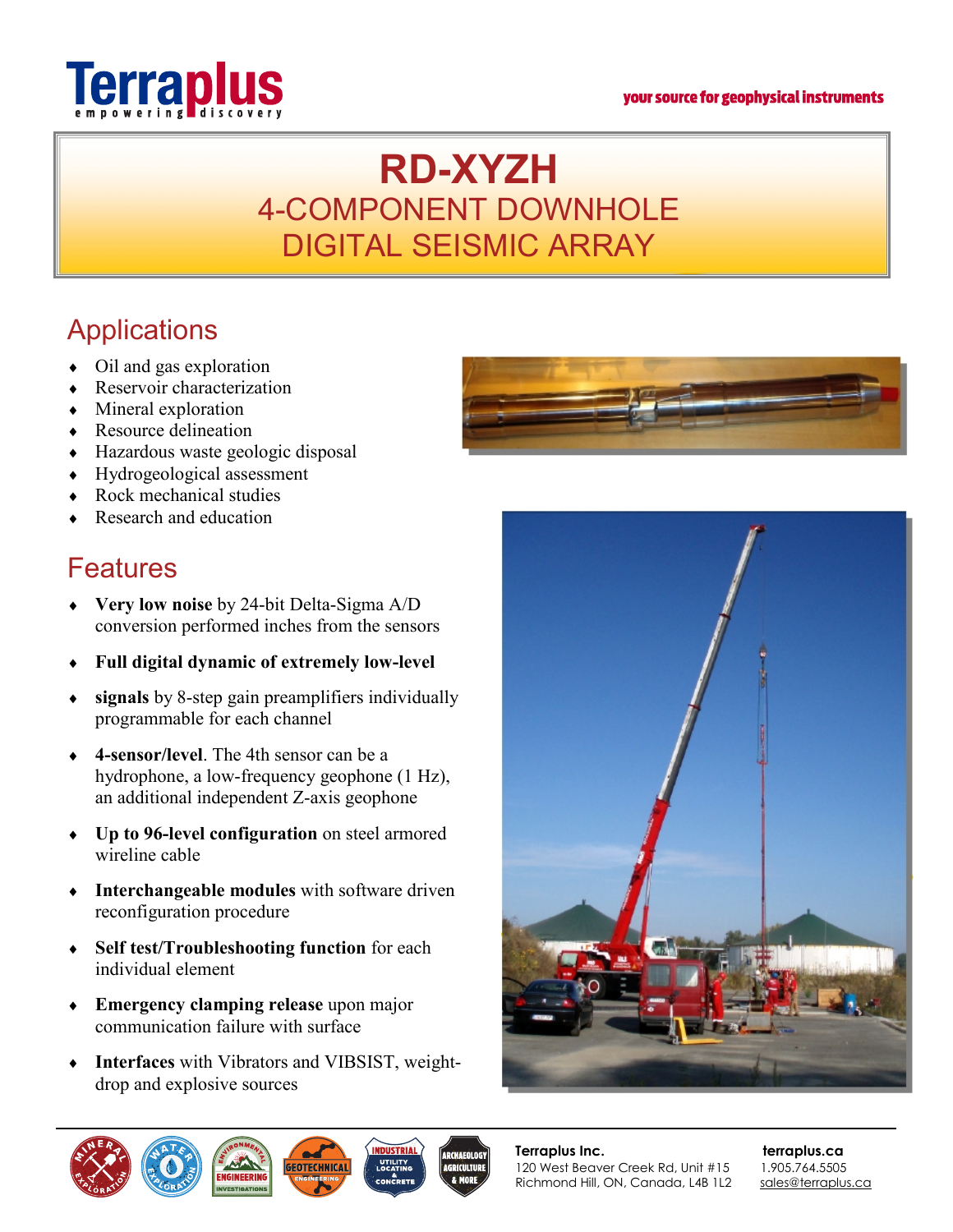# RD-XYZH

## 4-COMPONENT DOWNHOLE DIGITAL SEISMIC ARRAY

## Applications

- Oil and gas exploration
- Reservoir characterization
- Mineral exploration
- Resource delineation
- Hazardous waste geologic disposal
- Hydrogeological assessment
- Rock mechanical studies
- Research and education

## Features

- **Very low noise** by 24-bit Delta-Sigma A/D conversion performed inches from the sensors
- **Full digital dynamic of extremely low-level**
- **signals** by 8-step gain preamplifiers individually programmable for each channel
- **4-sensor/level**. The 4th sensor can be a hydrophone, a low-frequency geophone (1 Hz), an additional independent Z-axis geophone
- **Up to 96-level configuration** on steel armored wireline cable
- **Interchangeable modules** with software driven reconfiguration procedure
- **Self test/Troubleshooting function** for each individual element
- **Emergency clamping release** upon major communication failure with surface
- **Interfaces** with Vibrators and VIBSIST, weight-drop and explosive sources

**Terraplus Inc.**
120 West Beaver Creek Rd, Unit #15
Richmond Hill, ON, Canada, L4B 1L2

**terraplus.ca**
1.905.764.5505
sales@terraplus.ca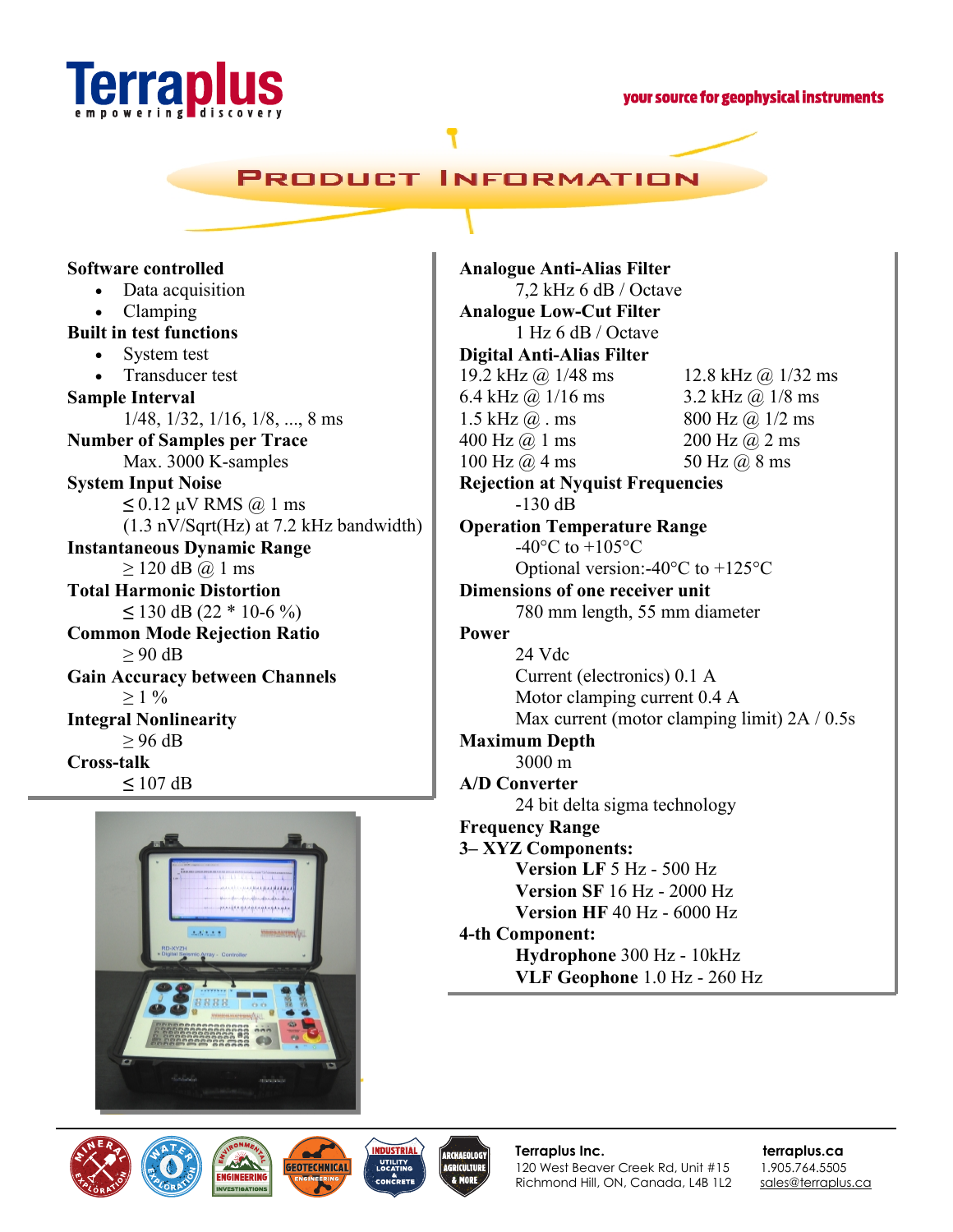# Product Information

**Software controlled**

- Data acquisition
- Clamping

**Built in test functions**

- System test
- Transducer test

**Sample Interval**

1/48, 1/32, 1/16, 1/8, ..., 8 ms

**Number of Samples per Trace**

Max. 3000 K-samples

**System Input Noise**

≤ 0.12 µV RMS @ 1 ms
(1.3 nV/Sqrt(Hz) at 7.2 kHz bandwidth)

**Instantaneous Dynamic Range**

≥ 120 dB @ 1 ms

**Total Harmonic Distortion**

≤ 130 dB (22 * 10-6 %)

**Common Mode Rejection Ratio**

≥ 90 dB

**Gain Accuracy between Channels**

≥ 1 %

**Integral Nonlinearity**

≥ 96 dB

**Cross-talk**

≤ 107 dB

**Analogue Anti-Alias Filter**

7,2 kHz 6 dB / Octave

**Analogue Low-Cut Filter**

1 Hz 6 dB / Octave

**Digital Anti-Alias Filter**

| | |
|---|---|
| 19.2 kHz @ 1/48 ms | 12.8 kHz @ 1/32 ms |
| 6.4 kHz @ 1/16 ms | 3.2 kHz @ 1/8 ms |
| 1.5 kHz @ . ms | 800 Hz @ 1/2 ms |
| 400 Hz @ 1 ms | 200 Hz @ 2 ms |
| 100 Hz @ 4 ms | 50 Hz @ 8 ms |

**Rejection at Nyquist Frequencies**

-130 dB

**Operation Temperature Range**

-40°C to +105°C
Optional version:-40°C to +125°C

**Dimensions of one receiver unit**

780 mm length, 55 mm diameter

**Power**

24 Vdc
Current (electronics) 0.1 A
Motor clamping current 0.4 A
Max current (motor clamping limit) 2A / 0.5s

**Maximum Depth**

3000 m

**A/D Converter**

24 bit delta sigma technology

**Frequency Range**

**3– XYZ Components:**

**Version LF** 5 Hz - 500 Hz
**Version SF** 16 Hz - 2000 Hz
**Version HF** 40 Hz - 6000 Hz

**4-th Component:**

**Hydrophone** 300 Hz - 10kHz
**VLF Geophone** 1.0 Hz - 260 Hz

**Terraplus Inc.**
120 West Beaver Creek Rd, Unit #15
Richmond Hill, ON, Canada, L4B 1L2

**terraplus.ca**
1.905.764.5505
sales@terraplus.ca